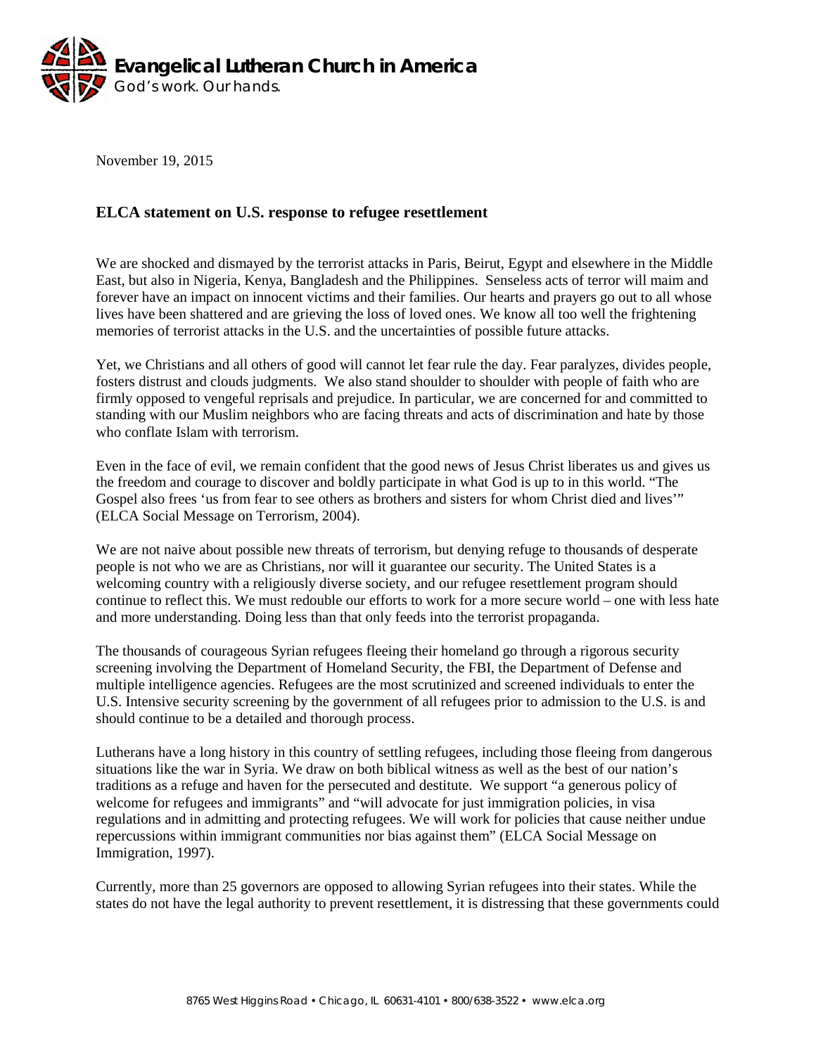**Evangelical Lutheran Church in America**
God's work. Our hands.

November 19, 2015

## ELCA statement on U.S. response to refugee resettlement

We are shocked and dismayed by the terrorist attacks in Paris, Beirut, Egypt and elsewhere in the Middle East, but also in Nigeria, Kenya, Bangladesh and the Philippines. Senseless acts of terror will maim and forever have an impact on innocent victims and their families. Our hearts and prayers go out to all whose lives have been shattered and are grieving the loss of loved ones. We know all too well the frightening memories of terrorist attacks in the U.S. and the uncertainties of possible future attacks.

Yet, we Christians and all others of good will cannot let fear rule the day. Fear paralyzes, divides people, fosters distrust and clouds judgments. We also stand shoulder to shoulder with people of faith who are firmly opposed to vengeful reprisals and prejudice. In particular, we are concerned for and committed to standing with our Muslim neighbors who are facing threats and acts of discrimination and hate by those who conflate Islam with terrorism.

Even in the face of evil, we remain confident that the good news of Jesus Christ liberates us and gives us the freedom and courage to discover and boldly participate in what God is up to in this world. "The Gospel also frees 'us from fear to see others as brothers and sisters for whom Christ died and lives'" (ELCA Social Message on Terrorism, 2004).

We are not naive about possible new threats of terrorism, but denying refuge to thousands of desperate people is not who we are as Christians, nor will it guarantee our security. The United States is a welcoming country with a religiously diverse society, and our refugee resettlement program should continue to reflect this. We must redouble our efforts to work for a more secure world – one with less hate and more understanding. Doing less than that only feeds into the terrorist propaganda.

The thousands of courageous Syrian refugees fleeing their homeland go through a rigorous security screening involving the Department of Homeland Security, the FBI, the Department of Defense and multiple intelligence agencies. Refugees are the most scrutinized and screened individuals to enter the U.S. Intensive security screening by the government of all refugees prior to admission to the U.S. is and should continue to be a detailed and thorough process.

Lutherans have a long history in this country of settling refugees, including those fleeing from dangerous situations like the war in Syria. We draw on both biblical witness as well as the best of our nation's traditions as a refuge and haven for the persecuted and destitute. We support "a generous policy of welcome for refugees and immigrants" and "will advocate for just immigration policies, in visa regulations and in admitting and protecting refugees. We will work for policies that cause neither undue repercussions within immigrant communities nor bias against them" (ELCA Social Message on Immigration, 1997).

Currently, more than 25 governors are opposed to allowing Syrian refugees into their states. While the states do not have the legal authority to prevent resettlement, it is distressing that these governments could

8765 West Higgins Road • Chicago, IL 60631-4101 • 800/638-3522 • www.elca.org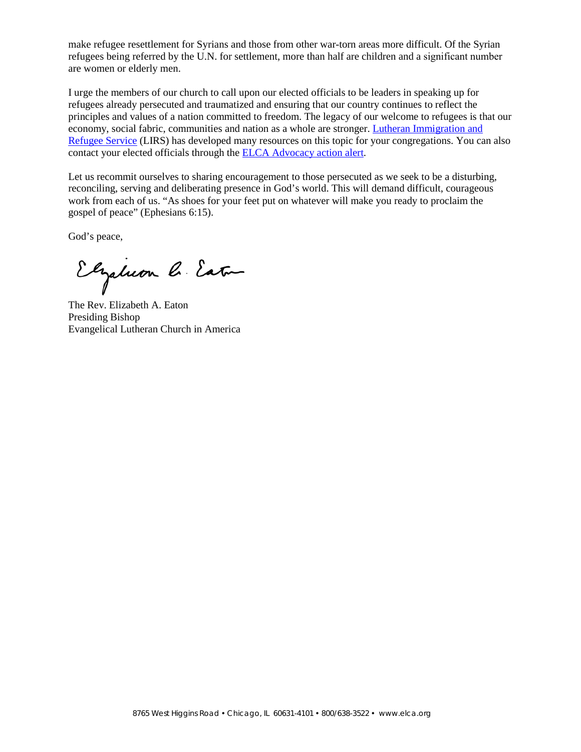make refugee resettlement for Syrians and those from other war-torn areas more difficult. Of the Syrian refugees being referred by the U.N. for settlement, more than half are children and a significant number are women or elderly men.

I urge the members of our church to call upon our elected officials to be leaders in speaking up for refugees already persecuted and traumatized and ensuring that our country continues to reflect the principles and values of a nation committed to freedom. The legacy of our welcome to refugees is that our economy, social fabric, communities and nation as a whole are stronger. Lutheran Immigration and Refugee Service (LIRS) has developed many resources on this topic for your congregations. You can also contact your elected officials through the ELCA Advocacy action alert.

Let us recommit ourselves to sharing encouragement to those persecuted as we seek to be a disturbing, reconciling, serving and deliberating presence in God's world. This will demand difficult, courageous work from each of us. "As shoes for your feet put on whatever will make you ready to proclaim the gospel of peace" (Ephesians 6:15).

God's peace,

The Rev. Elizabeth A. Eaton
Presiding Bishop
Evangelical Lutheran Church in America

8765 West Higgins Road • Chicago, IL 60631-4101 • 800/638-3522 • www.elca.org